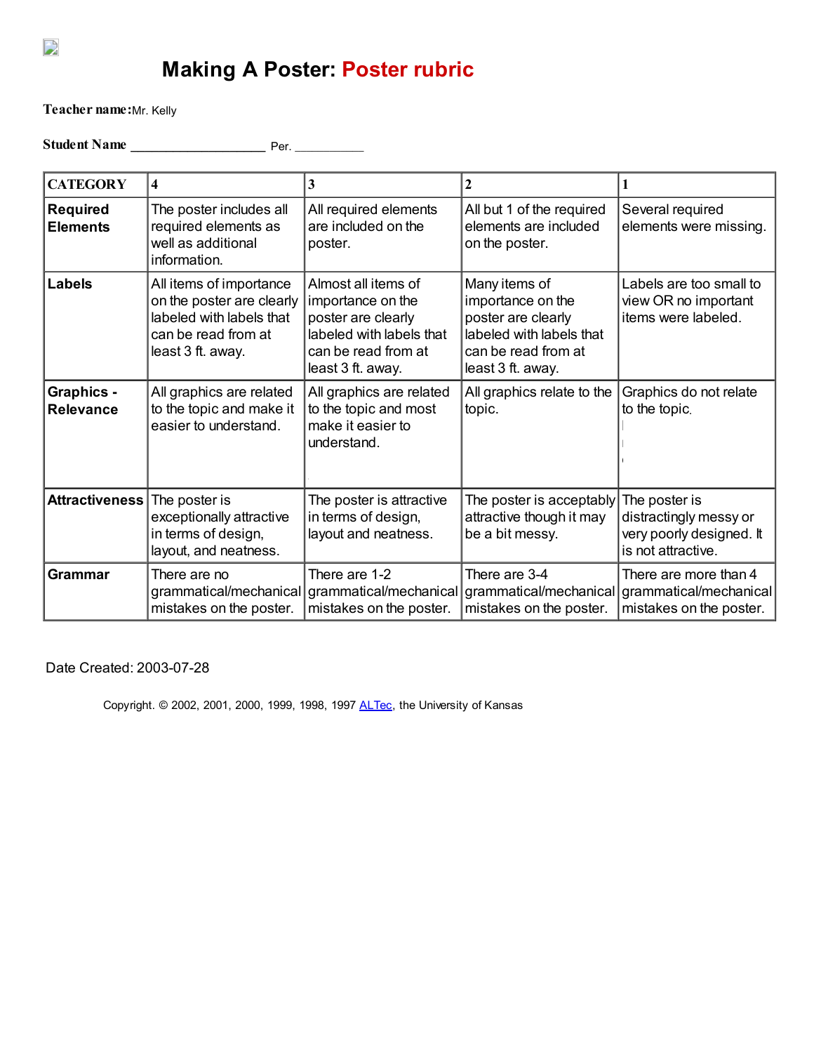# Making A Poster: Poster rubric

**Teacher name:** Mr. Kelly

**Student Name** ____________________ Per. ___________

| CATEGORY | 4 | 3 | 2 | 1 |
|---|---|---|---|---|
| **Required Elements** | The poster includes all required elements as well as additional information. | All required elements are included on the poster. | All but 1 of the required elements are included on the poster. | Several required elements were missing. |
| **Labels** | All items of importance on the poster are clearly labeled with labels that can be read from at least 3 ft. away. | Almost all items of importance on the poster are clearly labeled with labels that can be read from at least 3 ft. away. | Many items of importance on the poster are clearly labeled with labels that can be read from at least 3 ft. away. | Labels are too small to view OR no important items were labeled. |
| **Graphics - Relevance** | All graphics are related to the topic and make it easier to understand. | All graphics are related to the topic and most make it easier to understand. | All graphics relate to the topic. | Graphics do not relate to the topic. |
| **Attractiveness** | The poster is exceptionally attractive in terms of design, layout, and neatness. | The poster is attractive in terms of design, layout and neatness. | The poster is acceptably attractive though it may be a bit messy. | The poster is distractingly messy or very poorly designed. It is not attractive. |
| **Grammar** | There are no grammatical/mechanical mistakes on the poster. | There are 1-2 grammatical/mechanical mistakes on the poster. | There are 3-4 grammatical/mechanical mistakes on the poster. | There are more than 4 grammatical/mechanical mistakes on the poster. |

Date Created: 2003-07-28

Copyright. © 2002, 2001, 2000, 1999, 1998, 1997 ALTec, the University of Kansas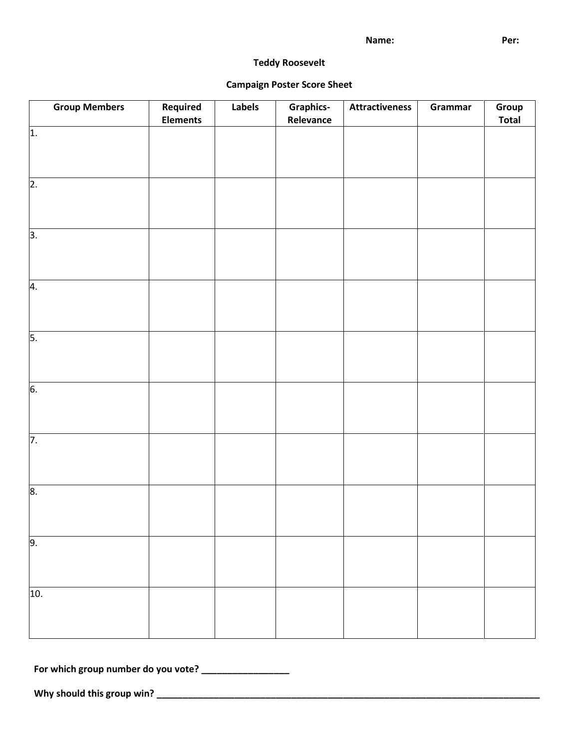Name: Per:

**Teddy Roosevelt**

**Campaign Poster Score Sheet**

| Group Members | Required Elements | Labels | Graphics-Relevance | Attractiveness | Grammar | Group Total |
|---|---|---|---|---|---|---|
| 1. | | | | | | |
| 2. | | | | | | |
| 3. | | | | | | |
| 4. | | | | | | |
| 5. | | | | | | |
| 6. | | | | | | |
| 7. | | | | | | |
| 8. | | | | | | |
| 9. | | | | | | |
| 10. | | | | | | |

**For which group number do you vote? _________________**

**Why should this group win? ______________________________________________________________________________**